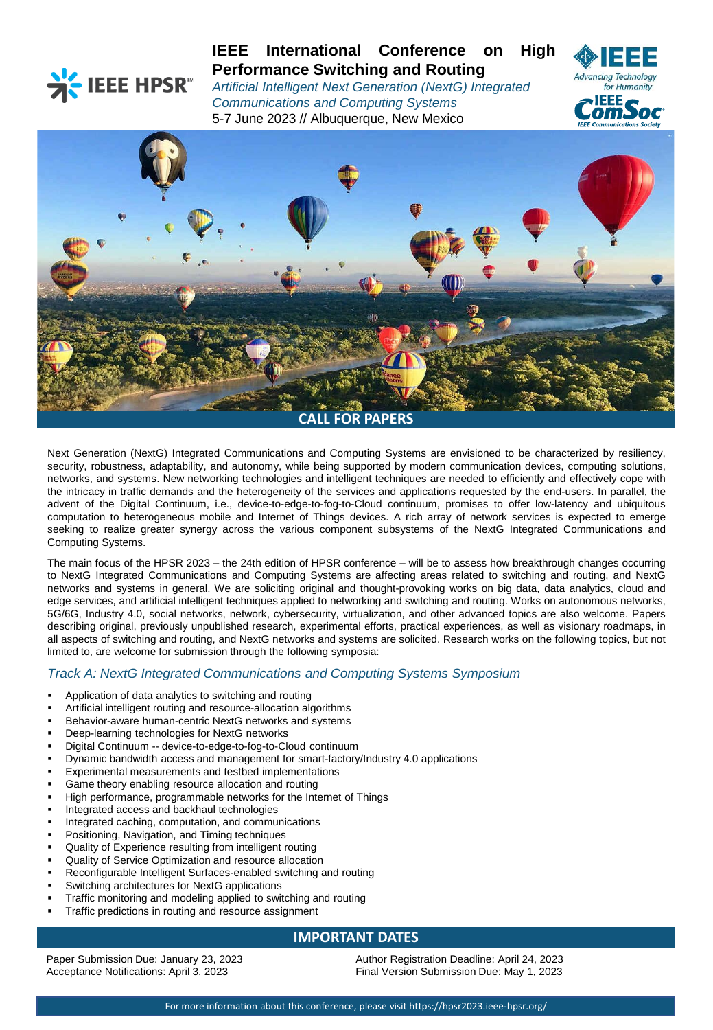# IEEE International Conference on High Performance Switching and Routing

*Artificial Intelligent Next Generation (NextG) Integrated Communications and Computing Systems*

5-7 June 2023 // Albuquerque, New Mexico

## CALL FOR PAPERS

Next Generation (NextG) Integrated Communications and Computing Systems are envisioned to be characterized by resiliency, security, robustness, adaptability, and autonomy, while being supported by modern communication devices, computing solutions, networks, and systems. New networking technologies and intelligent techniques are needed to efficiently and effectively cope with the intricacy in traffic demands and the heterogeneity of the services and applications requested by the end-users. In parallel, the advent of the Digital Continuum, i.e., device-to-edge-to-fog-to-Cloud continuum, promises to offer low-latency and ubiquitous computation to heterogeneous mobile and Internet of Things devices. A rich array of network services is expected to emerge seeking to realize greater synergy across the various component subsystems of the NextG Integrated Communications and Computing Systems.

The main focus of the HPSR 2023 – the 24th edition of HPSR conference – will be to assess how breakthrough changes occurring to NextG Integrated Communications and Computing Systems are affecting areas related to switching and routing, and NextG networks and systems in general. We are soliciting original and thought-provoking works on big data, data analytics, cloud and edge services, and artificial intelligent techniques applied to networking and switching and routing. Works on autonomous networks, 5G/6G, Industry 4.0, social networks, network, cybersecurity, virtualization, and other advanced topics are also welcome. Papers describing original, previously unpublished research, experimental efforts, practical experiences, as well as visionary roadmaps, in all aspects of switching and routing, and NextG networks and systems are solicited. Research works on the following topics, but not limited to, are welcome for submission through the following symposia:

### *Track A: NextG Integrated Communications and Computing Systems Symposium*

- Application of data analytics to switching and routing
- Artificial intelligent routing and resource-allocation algorithms
- Behavior-aware human-centric NextG networks and systems
- Deep-learning technologies for NextG networks
- Digital Continuum -- device-to-edge-to-fog-to-Cloud continuum
- Dynamic bandwidth access and management for smart-factory/Industry 4.0 applications
- Experimental measurements and testbed implementations
- Game theory enabling resource allocation and routing
- High performance, programmable networks for the Internet of Things
- Integrated access and backhaul technologies
- Integrated caching, computation, and communications
- Positioning, Navigation, and Timing techniques
- Quality of Experience resulting from intelligent routing
- Quality of Service Optimization and resource allocation
- Reconfigurable Intelligent Surfaces-enabled switching and routing
- Switching architectures for NextG applications
- Traffic monitoring and modeling applied to switching and routing
- Traffic predictions in routing and resource assignment

## IMPORTANT DATES

Paper Submission Due: January 23, 2023
Acceptance Notifications: April 3, 2023
Author Registration Deadline: April 24, 2023
Final Version Submission Due: May 1, 2023

For more information about this conference, please visit https://hpsr2023.ieee-hpsr.org/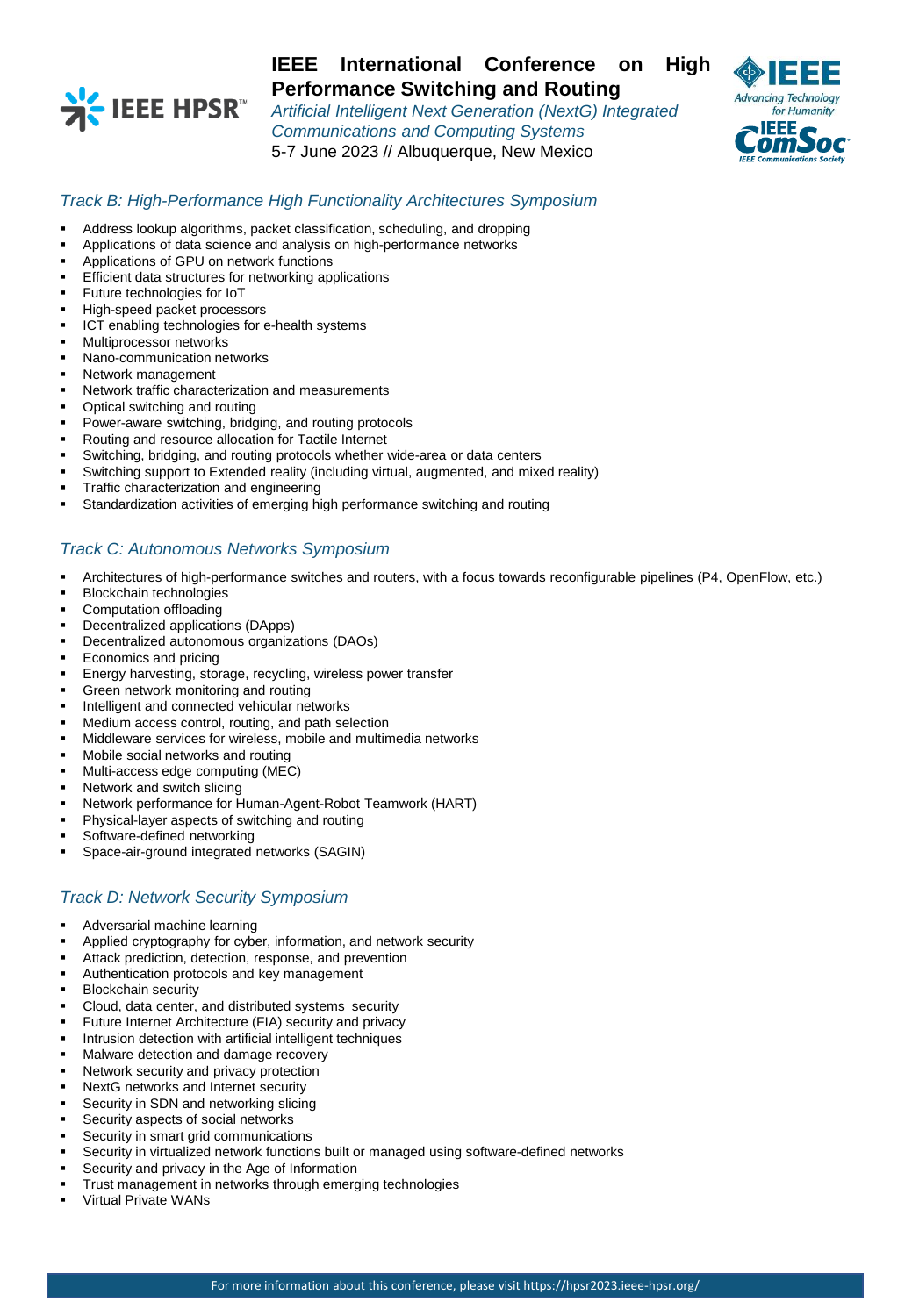# IEEE International Conference on High Performance Switching and Routing

*Artificial Intelligent Next Generation (NextG) Integrated Communications and Computing Systems*

5-7 June 2023 // Albuquerque, New Mexico

### *Track B: High-Performance High Functionality Architectures Symposium*

- Address lookup algorithms, packet classification, scheduling, and dropping
- Applications of data science and analysis on high-performance networks
- Applications of GPU on network functions
- Efficient data structures for networking applications
- Future technologies for IoT
- High-speed packet processors
- ICT enabling technologies for e-health systems
- Multiprocessor networks
- Nano-communication networks
- Network management
- Network traffic characterization and measurements
- Optical switching and routing
- Power-aware switching, bridging, and routing protocols
- Routing and resource allocation for Tactile Internet
- Switching, bridging, and routing protocols whether wide-area or data centers
- Switching support to Extended reality (including virtual, augmented, and mixed reality)
- Traffic characterization and engineering
- Standardization activities of emerging high performance switching and routing

### *Track C: Autonomous Networks Symposium*

- Architectures of high-performance switches and routers, with a focus towards reconfigurable pipelines (P4, OpenFlow, etc.)
- Blockchain technologies
- Computation offloading
- Decentralized applications (DApps)
- Decentralized autonomous organizations (DAOs)
- Economics and pricing
- Energy harvesting, storage, recycling, wireless power transfer
- Green network monitoring and routing
- Intelligent and connected vehicular networks
- Medium access control, routing, and path selection
- Middleware services for wireless, mobile and multimedia networks
- Mobile social networks and routing
- Multi-access edge computing (MEC)
- Network and switch slicing
- Network performance for Human-Agent-Robot Teamwork (HART)
- Physical-layer aspects of switching and routing
- Software-defined networking
- Space-air-ground integrated networks (SAGIN)

### *Track D: Network Security Symposium*

- Adversarial machine learning
- Applied cryptography for cyber, information, and network security
- Attack prediction, detection, response, and prevention
- Authentication protocols and key management
- Blockchain security
- Cloud, data center, and distributed systems security
- Future Internet Architecture (FIA) security and privacy
- Intrusion detection with artificial intelligent techniques
- Malware detection and damage recovery
- Network security and privacy protection
- NextG networks and Internet security
- Security in SDN and networking slicing
- Security aspects of social networks
- Security in smart grid communications
- Security in virtualized network functions built or managed using software-defined networks
- Security and privacy in the Age of Information
- Trust management in networks through emerging technologies
- Virtual Private WANs

For more information about this conference, please visit https://hpsr2023.ieee-hpsr.org/